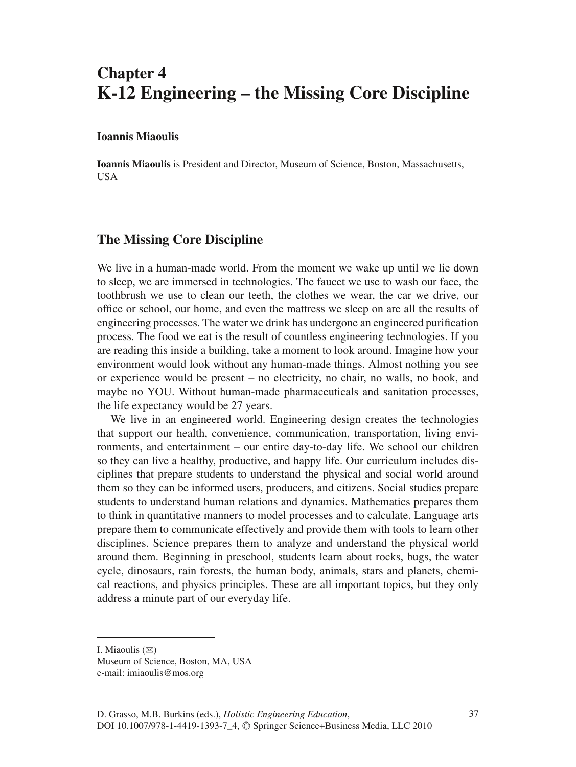# Chapter 4
# K-12 Engineering – the Missing Core Discipline

**Ioannis Miaoulis**

**Ioannis Miaoulis** is President and Director, Museum of Science, Boston, Massachusetts, USA

## The Missing Core Discipline

We live in a human-made world. From the moment we wake up until we lie down to sleep, we are immersed in technologies. The faucet we use to wash our face, the toothbrush we use to clean our teeth, the clothes we wear, the car we drive, our office or school, our home, and even the mattress we sleep on are all the results of engineering processes. The water we drink has undergone an engineered purification process. The food we eat is the result of countless engineering technologies. If you are reading this inside a building, take a moment to look around. Imagine how your environment would look without any human-made things. Almost nothing you see or experience would be present – no electricity, no chair, no walls, no book, and maybe no YOU. Without human-made pharmaceuticals and sanitation processes, the life expectancy would be 27 years.

We live in an engineered world. Engineering design creates the technologies that support our health, convenience, communication, transportation, living environments, and entertainment – our entire day-to-day life. We school our children so they can live a healthy, productive, and happy life. Our curriculum includes disciplines that prepare students to understand the physical and social world around them so they can be informed users, producers, and citizens. Social studies prepare students to understand human relations and dynamics. Mathematics prepares them to think in quantitative manners to model processes and to calculate. Language arts prepare them to communicate effectively and provide them with tools to learn other disciplines. Science prepares them to analyze and understand the physical world around them. Beginning in preschool, students learn about rocks, bugs, the water cycle, dinosaurs, rain forests, the human body, animals, stars and planets, chemical reactions, and physics principles. These are all important topics, but they only address a minute part of our everyday life.

---

I. Miaoulis (✉)
Museum of Science, Boston, MA, USA
e-mail: imiaoulis@mos.org

D. Grasso, M.B. Burkins (eds.), *Holistic Engineering Education*,
DOI 10.1007/978-1-4419-1393-7_4, © Springer Science+Business Media, LLC 2010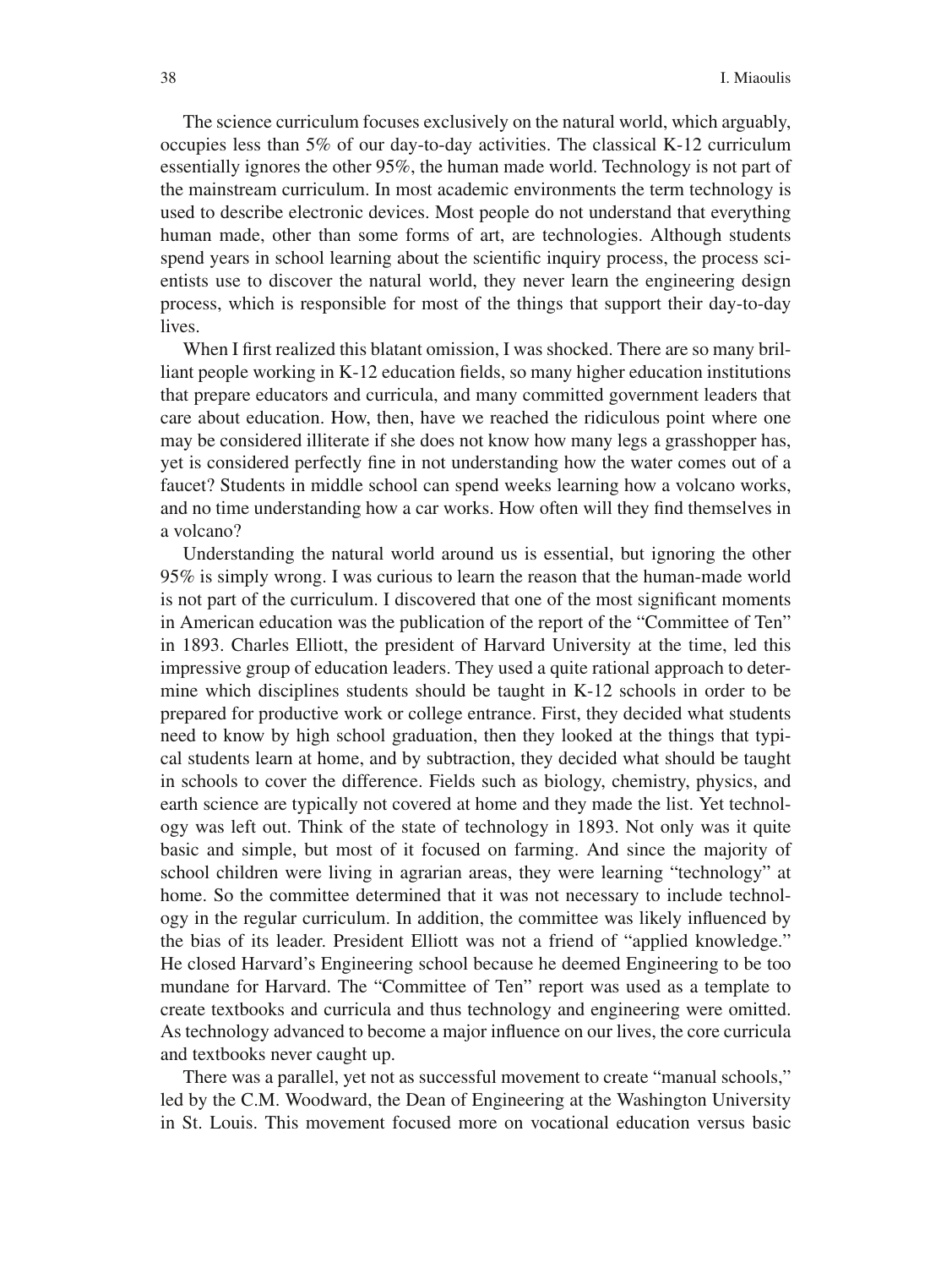The science curriculum focuses exclusively on the natural world, which arguably, occupies less than 5% of our day-to-day activities. The classical K-12 curriculum essentially ignores the other 95%, the human made world. Technology is not part of the mainstream curriculum. In most academic environments the term technology is used to describe electronic devices. Most people do not understand that everything human made, other than some forms of art, are technologies. Although students spend years in school learning about the scientific inquiry process, the process scientists use to discover the natural world, they never learn the engineering design process, which is responsible for most of the things that support their day-to-day lives.

When I first realized this blatant omission, I was shocked. There are so many brilliant people working in K-12 education fields, so many higher education institutions that prepare educators and curricula, and many committed government leaders that care about education. How, then, have we reached the ridiculous point where one may be considered illiterate if she does not know how many legs a grasshopper has, yet is considered perfectly fine in not understanding how the water comes out of a faucet? Students in middle school can spend weeks learning how a volcano works, and no time understanding how a car works. How often will they find themselves in a volcano?

Understanding the natural world around us is essential, but ignoring the other 95% is simply wrong. I was curious to learn the reason that the human-made world is not part of the curriculum. I discovered that one of the most significant moments in American education was the publication of the report of the "Committee of Ten" in 1893. Charles Elliott, the president of Harvard University at the time, led this impressive group of education leaders. They used a quite rational approach to determine which disciplines students should be taught in K-12 schools in order to be prepared for productive work or college entrance. First, they decided what students need to know by high school graduation, then they looked at the things that typical students learn at home, and by subtraction, they decided what should be taught in schools to cover the difference. Fields such as biology, chemistry, physics, and earth science are typically not covered at home and they made the list. Yet technology was left out. Think of the state of technology in 1893. Not only was it quite basic and simple, but most of it focused on farming. And since the majority of school children were living in agrarian areas, they were learning "technology" at home. So the committee determined that it was not necessary to include technology in the regular curriculum. In addition, the committee was likely influenced by the bias of its leader. President Elliott was not a friend of "applied knowledge." He closed Harvard's Engineering school because he deemed Engineering to be too mundane for Harvard. The "Committee of Ten" report was used as a template to create textbooks and curricula and thus technology and engineering were omitted. As technology advanced to become a major influence on our lives, the core curricula and textbooks never caught up.

There was a parallel, yet not as successful movement to create "manual schools," led by the C.M. Woodward, the Dean of Engineering at the Washington University in St. Louis. This movement focused more on vocational education versus basic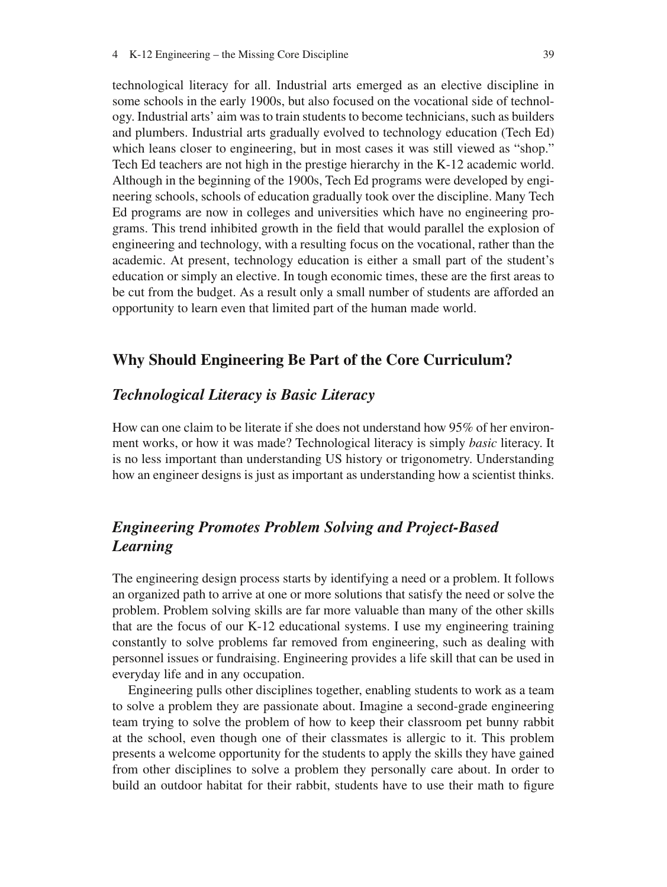technological literacy for all. Industrial arts emerged as an elective discipline in some schools in the early 1900s, but also focused on the vocational side of technology. Industrial arts' aim was to train students to become technicians, such as builders and plumbers. Industrial arts gradually evolved to technology education (Tech Ed) which leans closer to engineering, but in most cases it was still viewed as "shop." Tech Ed teachers are not high in the prestige hierarchy in the K-12 academic world. Although in the beginning of the 1900s, Tech Ed programs were developed by engineering schools, schools of education gradually took over the discipline. Many Tech Ed programs are now in colleges and universities which have no engineering programs. This trend inhibited growth in the field that would parallel the explosion of engineering and technology, with a resulting focus on the vocational, rather than the academic. At present, technology education is either a small part of the student's education or simply an elective. In tough economic times, these are the first areas to be cut from the budget. As a result only a small number of students are afforded an opportunity to learn even that limited part of the human made world.

## Why Should Engineering Be Part of the Core Curriculum?

### *Technological Literacy is Basic Literacy*

How can one claim to be literate if she does not understand how 95% of her environment works, or how it was made? Technological literacy is simply *basic* literacy. It is no less important than understanding US history or trigonometry. Understanding how an engineer designs is just as important as understanding how a scientist thinks.

### *Engineering Promotes Problem Solving and Project-Based Learning*

The engineering design process starts by identifying a need or a problem. It follows an organized path to arrive at one or more solutions that satisfy the need or solve the problem. Problem solving skills are far more valuable than many of the other skills that are the focus of our K-12 educational systems. I use my engineering training constantly to solve problems far removed from engineering, such as dealing with personnel issues or fundraising. Engineering provides a life skill that can be used in everyday life and in any occupation.

Engineering pulls other disciplines together, enabling students to work as a team to solve a problem they are passionate about. Imagine a second-grade engineering team trying to solve the problem of how to keep their classroom pet bunny rabbit at the school, even though one of their classmates is allergic to it. This problem presents a welcome opportunity for the students to apply the skills they have gained from other disciplines to solve a problem they personally care about. In order to build an outdoor habitat for their rabbit, students have to use their math to figure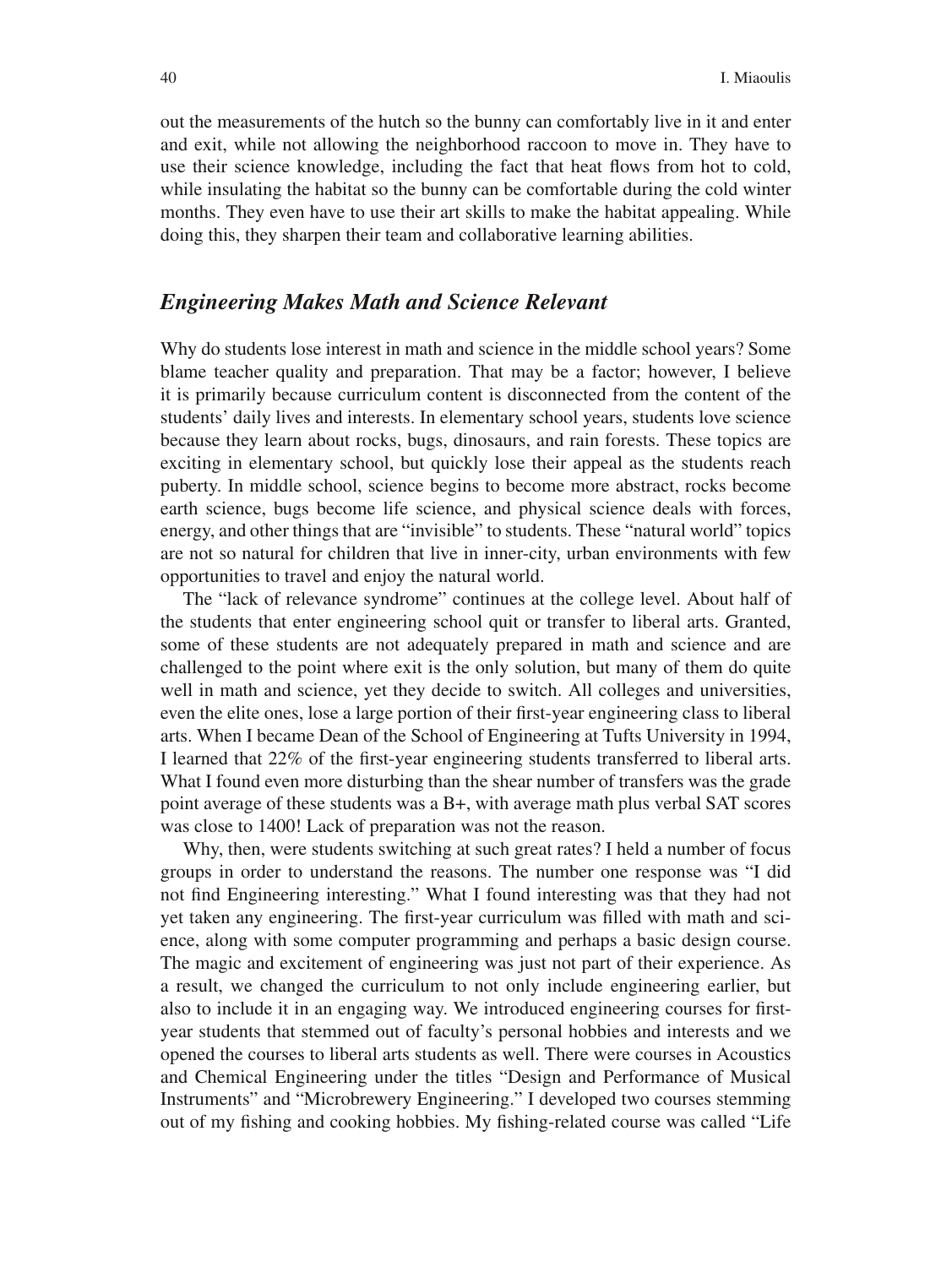out the measurements of the hutch so the bunny can comfortably live in it and enter and exit, while not allowing the neighborhood raccoon to move in. They have to use their science knowledge, including the fact that heat flows from hot to cold, while insulating the habitat so the bunny can be comfortable during the cold winter months. They even have to use their art skills to make the habitat appealing. While doing this, they sharpen their team and collaborative learning abilities.

## *Engineering Makes Math and Science Relevant*

Why do students lose interest in math and science in the middle school years? Some blame teacher quality and preparation. That may be a factor; however, I believe it is primarily because curriculum content is disconnected from the content of the students' daily lives and interests. In elementary school years, students love science because they learn about rocks, bugs, dinosaurs, and rain forests. These topics are exciting in elementary school, but quickly lose their appeal as the students reach puberty. In middle school, science begins to become more abstract, rocks become earth science, bugs become life science, and physical science deals with forces, energy, and other things that are "invisible" to students. These "natural world" topics are not so natural for children that live in inner-city, urban environments with few opportunities to travel and enjoy the natural world.

The "lack of relevance syndrome" continues at the college level. About half of the students that enter engineering school quit or transfer to liberal arts. Granted, some of these students are not adequately prepared in math and science and are challenged to the point where exit is the only solution, but many of them do quite well in math and science, yet they decide to switch. All colleges and universities, even the elite ones, lose a large portion of their first-year engineering class to liberal arts. When I became Dean of the School of Engineering at Tufts University in 1994, I learned that 22% of the first-year engineering students transferred to liberal arts. What I found even more disturbing than the shear number of transfers was the grade point average of these students was a B+, with average math plus verbal SAT scores was close to 1400! Lack of preparation was not the reason.

Why, then, were students switching at such great rates? I held a number of focus groups in order to understand the reasons. The number one response was "I did not find Engineering interesting." What I found interesting was that they had not yet taken any engineering. The first-year curriculum was filled with math and science, along with some computer programming and perhaps a basic design course. The magic and excitement of engineering was just not part of their experience. As a result, we changed the curriculum to not only include engineering earlier, but also to include it in an engaging way. We introduced engineering courses for first-year students that stemmed out of faculty's personal hobbies and interests and we opened the courses to liberal arts students as well. There were courses in Acoustics and Chemical Engineering under the titles "Design and Performance of Musical Instruments" and "Microbrewery Engineering." I developed two courses stemming out of my fishing and cooking hobbies. My fishing-related course was called "Life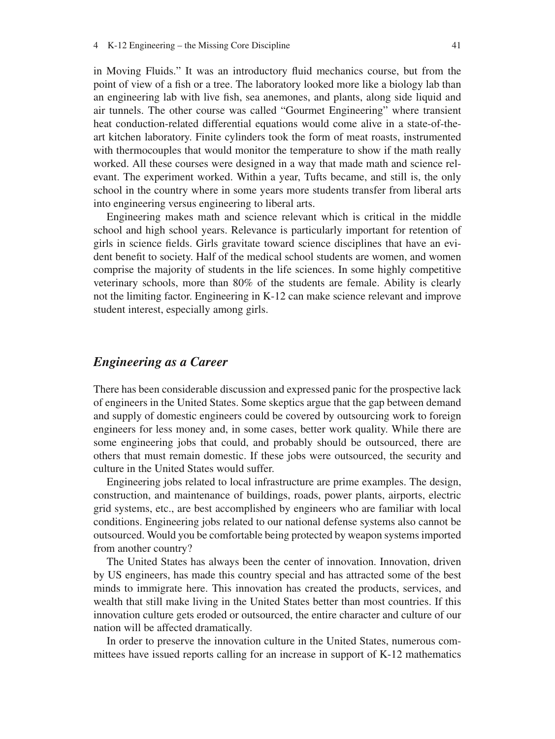in Moving Fluids." It was an introductory fluid mechanics course, but from the point of view of a fish or a tree. The laboratory looked more like a biology lab than an engineering lab with live fish, sea anemones, and plants, along side liquid and air tunnels. The other course was called "Gourmet Engineering" where transient heat conduction-related differential equations would come alive in a state-of-the-art kitchen laboratory. Finite cylinders took the form of meat roasts, instrumented with thermocouples that would monitor the temperature to show if the math really worked. All these courses were designed in a way that made math and science relevant. The experiment worked. Within a year, Tufts became, and still is, the only school in the country where in some years more students transfer from liberal arts into engineering versus engineering to liberal arts.

Engineering makes math and science relevant which is critical in the middle school and high school years. Relevance is particularly important for retention of girls in science fields. Girls gravitate toward science disciplines that have an evident benefit to society. Half of the medical school students are women, and women comprise the majority of students in the life sciences. In some highly competitive veterinary schools, more than 80% of the students are female. Ability is clearly not the limiting factor. Engineering in K-12 can make science relevant and improve student interest, especially among girls.

## *Engineering as a Career*

There has been considerable discussion and expressed panic for the prospective lack of engineers in the United States. Some skeptics argue that the gap between demand and supply of domestic engineers could be covered by outsourcing work to foreign engineers for less money and, in some cases, better work quality. While there are some engineering jobs that could, and probably should be outsourced, there are others that must remain domestic. If these jobs were outsourced, the security and culture in the United States would suffer.

Engineering jobs related to local infrastructure are prime examples. The design, construction, and maintenance of buildings, roads, power plants, airports, electric grid systems, etc., are best accomplished by engineers who are familiar with local conditions. Engineering jobs related to our national defense systems also cannot be outsourced. Would you be comfortable being protected by weapon systems imported from another country?

The United States has always been the center of innovation. Innovation, driven by US engineers, has made this country special and has attracted some of the best minds to immigrate here. This innovation has created the products, services, and wealth that still make living in the United States better than most countries. If this innovation culture gets eroded or outsourced, the entire character and culture of our nation will be affected dramatically.

In order to preserve the innovation culture in the United States, numerous committees have issued reports calling for an increase in support of K-12 mathematics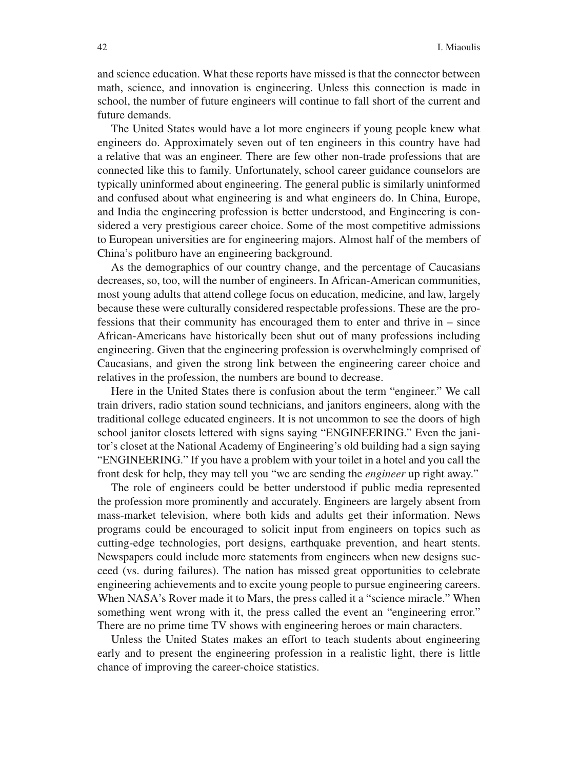and science education. What these reports have missed is that the connector between math, science, and innovation is engineering. Unless this connection is made in school, the number of future engineers will continue to fall short of the current and future demands.

The United States would have a lot more engineers if young people knew what engineers do. Approximately seven out of ten engineers in this country have had a relative that was an engineer. There are few other non-trade professions that are connected like this to family. Unfortunately, school career guidance counselors are typically uninformed about engineering. The general public is similarly uninformed and confused about what engineering is and what engineers do. In China, Europe, and India the engineering profession is better understood, and Engineering is considered a very prestigious career choice. Some of the most competitive admissions to European universities are for engineering majors. Almost half of the members of China's politburo have an engineering background.

As the demographics of our country change, and the percentage of Caucasians decreases, so, too, will the number of engineers. In African-American communities, most young adults that attend college focus on education, medicine, and law, largely because these were culturally considered respectable professions. These are the professions that their community has encouraged them to enter and thrive in – since African-Americans have historically been shut out of many professions including engineering. Given that the engineering profession is overwhelmingly comprised of Caucasians, and given the strong link between the engineering career choice and relatives in the profession, the numbers are bound to decrease.

Here in the United States there is confusion about the term "engineer." We call train drivers, radio station sound technicians, and janitors engineers, along with the traditional college educated engineers. It is not uncommon to see the doors of high school janitor closets lettered with signs saying "ENGINEERING." Even the janitor's closet at the National Academy of Engineering's old building had a sign saying "ENGINEERING." If you have a problem with your toilet in a hotel and you call the front desk for help, they may tell you "we are sending the *engineer* up right away."

The role of engineers could be better understood if public media represented the profession more prominently and accurately. Engineers are largely absent from mass-market television, where both kids and adults get their information. News programs could be encouraged to solicit input from engineers on topics such as cutting-edge technologies, port designs, earthquake prevention, and heart stents. Newspapers could include more statements from engineers when new designs succeed (vs. during failures). The nation has missed great opportunities to celebrate engineering achievements and to excite young people to pursue engineering careers. When NASA's Rover made it to Mars, the press called it a "science miracle." When something went wrong with it, the press called the event an "engineering error." There are no prime time TV shows with engineering heroes or main characters.

Unless the United States makes an effort to teach students about engineering early and to present the engineering profession in a realistic light, there is little chance of improving the career-choice statistics.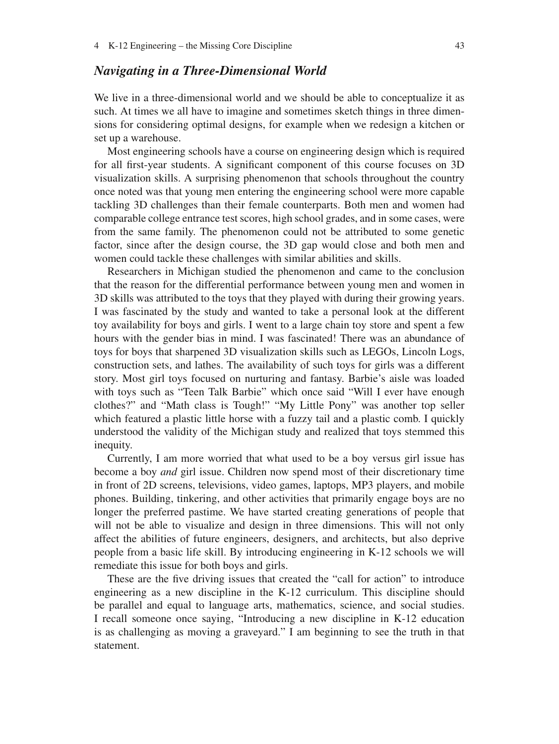### *Navigating in a Three-Dimensional World*

We live in a three-dimensional world and we should be able to conceptualize it as such. At times we all have to imagine and sometimes sketch things in three dimensions for considering optimal designs, for example when we redesign a kitchen or set up a warehouse.

Most engineering schools have a course on engineering design which is required for all first-year students. A significant component of this course focuses on 3D visualization skills. A surprising phenomenon that schools throughout the country once noted was that young men entering the engineering school were more capable tackling 3D challenges than their female counterparts. Both men and women had comparable college entrance test scores, high school grades, and in some cases, were from the same family. The phenomenon could not be attributed to some genetic factor, since after the design course, the 3D gap would close and both men and women could tackle these challenges with similar abilities and skills.

Researchers in Michigan studied the phenomenon and came to the conclusion that the reason for the differential performance between young men and women in 3D skills was attributed to the toys that they played with during their growing years. I was fascinated by the study and wanted to take a personal look at the different toy availability for boys and girls. I went to a large chain toy store and spent a few hours with the gender bias in mind. I was fascinated! There was an abundance of toys for boys that sharpened 3D visualization skills such as LEGOs, Lincoln Logs, construction sets, and lathes. The availability of such toys for girls was a different story. Most girl toys focused on nurturing and fantasy. Barbie's aisle was loaded with toys such as "Teen Talk Barbie" which once said "Will I ever have enough clothes?" and "Math class is Tough!" "My Little Pony" was another top seller which featured a plastic little horse with a fuzzy tail and a plastic comb. I quickly understood the validity of the Michigan study and realized that toys stemmed this inequity.

Currently, I am more worried that what used to be a boy versus girl issue has become a boy *and* girl issue. Children now spend most of their discretionary time in front of 2D screens, televisions, video games, laptops, MP3 players, and mobile phones. Building, tinkering, and other activities that primarily engage boys are no longer the preferred pastime. We have started creating generations of people that will not be able to visualize and design in three dimensions. This will not only affect the abilities of future engineers, designers, and architects, but also deprive people from a basic life skill. By introducing engineering in K-12 schools we will remediate this issue for both boys and girls.

These are the five driving issues that created the "call for action" to introduce engineering as a new discipline in the K-12 curriculum. This discipline should be parallel and equal to language arts, mathematics, science, and social studies. I recall someone once saying, "Introducing a new discipline in K-12 education is as challenging as moving a graveyard." I am beginning to see the truth in that statement.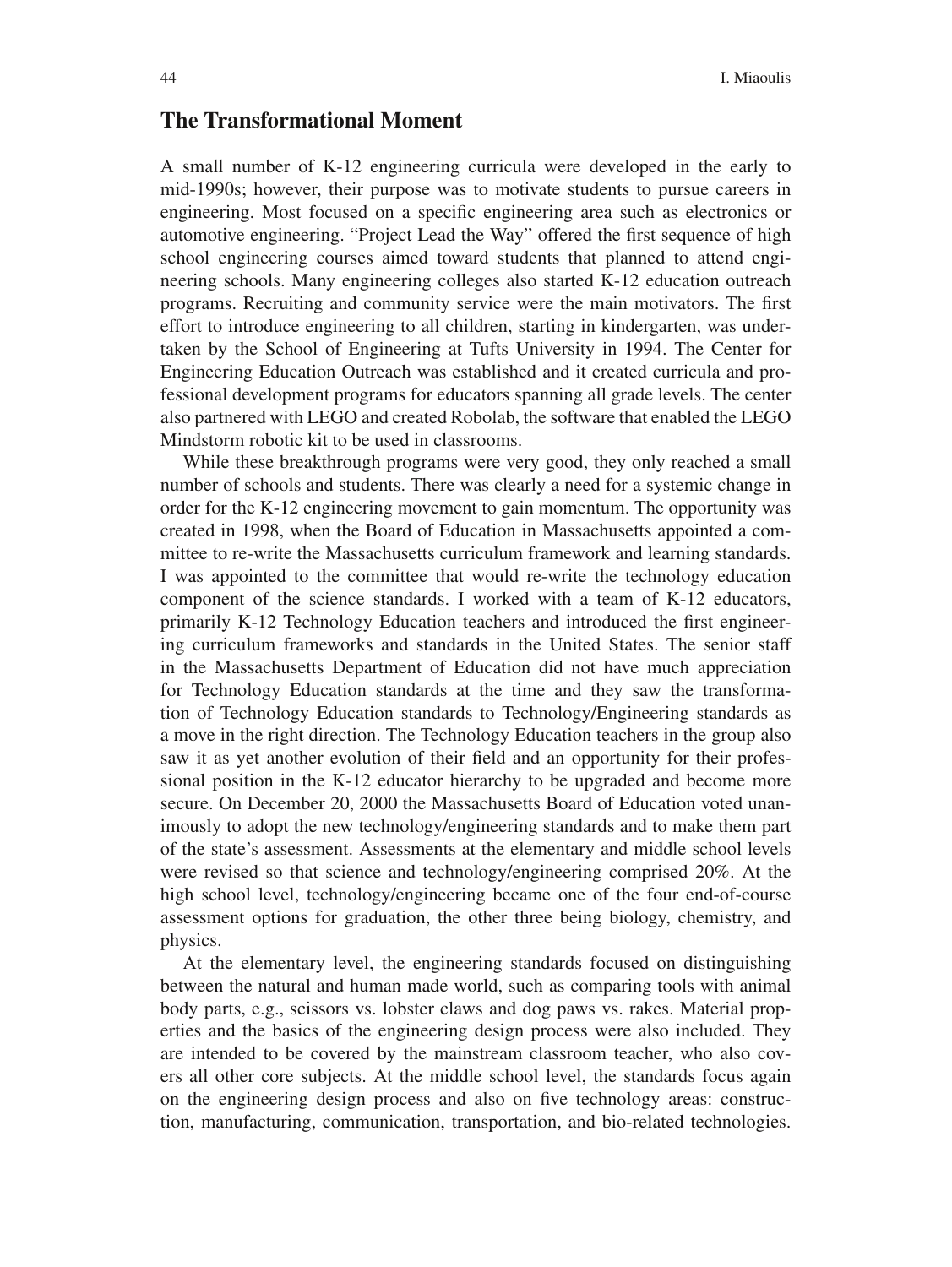## The Transformational Moment

A small number of K-12 engineering curricula were developed in the early to mid-1990s; however, their purpose was to motivate students to pursue careers in engineering. Most focused on a specific engineering area such as electronics or automotive engineering. "Project Lead the Way" offered the first sequence of high school engineering courses aimed toward students that planned to attend engineering schools. Many engineering colleges also started K-12 education outreach programs. Recruiting and community service were the main motivators. The first effort to introduce engineering to all children, starting in kindergarten, was undertaken by the School of Engineering at Tufts University in 1994. The Center for Engineering Education Outreach was established and it created curricula and professional development programs for educators spanning all grade levels. The center also partnered with LEGO and created Robolab, the software that enabled the LEGO Mindstorm robotic kit to be used in classrooms.

While these breakthrough programs were very good, they only reached a small number of schools and students. There was clearly a need for a systemic change in order for the K-12 engineering movement to gain momentum. The opportunity was created in 1998, when the Board of Education in Massachusetts appointed a committee to re-write the Massachusetts curriculum framework and learning standards. I was appointed to the committee that would re-write the technology education component of the science standards. I worked with a team of K-12 educators, primarily K-12 Technology Education teachers and introduced the first engineering curriculum frameworks and standards in the United States. The senior staff in the Massachusetts Department of Education did not have much appreciation for Technology Education standards at the time and they saw the transformation of Technology Education standards to Technology/Engineering standards as a move in the right direction. The Technology Education teachers in the group also saw it as yet another evolution of their field and an opportunity for their professional position in the K-12 educator hierarchy to be upgraded and become more secure. On December 20, 2000 the Massachusetts Board of Education voted unanimously to adopt the new technology/engineering standards and to make them part of the state's assessment. Assessments at the elementary and middle school levels were revised so that science and technology/engineering comprised 20%. At the high school level, technology/engineering became one of the four end-of-course assessment options for graduation, the other three being biology, chemistry, and physics.

At the elementary level, the engineering standards focused on distinguishing between the natural and human made world, such as comparing tools with animal body parts, e.g., scissors vs. lobster claws and dog paws vs. rakes. Material properties and the basics of the engineering design process were also included. They are intended to be covered by the mainstream classroom teacher, who also covers all other core subjects. At the middle school level, the standards focus again on the engineering design process and also on five technology areas: construction, manufacturing, communication, transportation, and bio-related technologies.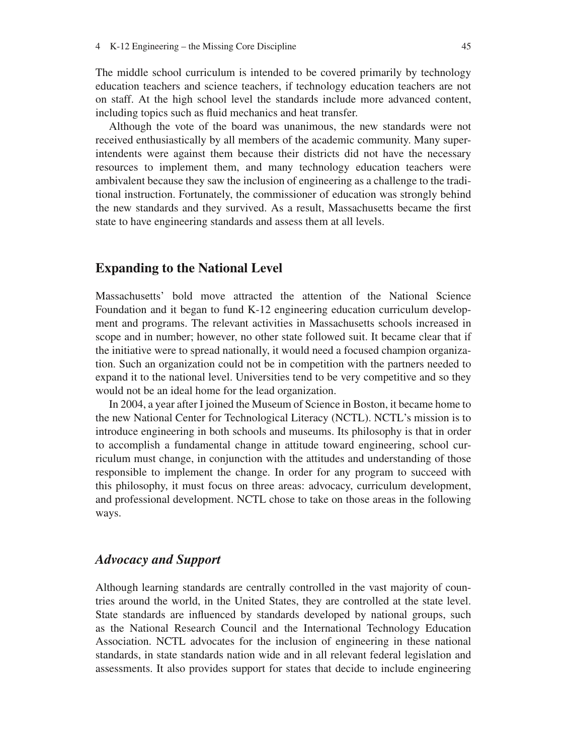The middle school curriculum is intended to be covered primarily by technology education teachers and science teachers, if technology education teachers are not on staff. At the high school level the standards include more advanced content, including topics such as fluid mechanics and heat transfer.

Although the vote of the board was unanimous, the new standards were not received enthusiastically by all members of the academic community. Many superintendents were against them because their districts did not have the necessary resources to implement them, and many technology education teachers were ambivalent because they saw the inclusion of engineering as a challenge to the traditional instruction. Fortunately, the commissioner of education was strongly behind the new standards and they survived. As a result, Massachusetts became the first state to have engineering standards and assess them at all levels.

## Expanding to the National Level

Massachusetts' bold move attracted the attention of the National Science Foundation and it began to fund K-12 engineering education curriculum development and programs. The relevant activities in Massachusetts schools increased in scope and in number; however, no other state followed suit. It became clear that if the initiative were to spread nationally, it would need a focused champion organization. Such an organization could not be in competition with the partners needed to expand it to the national level. Universities tend to be very competitive and so they would not be an ideal home for the lead organization.

In 2004, a year after I joined the Museum of Science in Boston, it became home to the new National Center for Technological Literacy (NCTL). NCTL's mission is to introduce engineering in both schools and museums. Its philosophy is that in order to accomplish a fundamental change in attitude toward engineering, school curriculum must change, in conjunction with the attitudes and understanding of those responsible to implement the change. In order for any program to succeed with this philosophy, it must focus on three areas: advocacy, curriculum development, and professional development. NCTL chose to take on those areas in the following ways.

### *Advocacy and Support*

Although learning standards are centrally controlled in the vast majority of countries around the world, in the United States, they are controlled at the state level. State standards are influenced by standards developed by national groups, such as the National Research Council and the International Technology Education Association. NCTL advocates for the inclusion of engineering in these national standards, in state standards nation wide and in all relevant federal legislation and assessments. It also provides support for states that decide to include engineering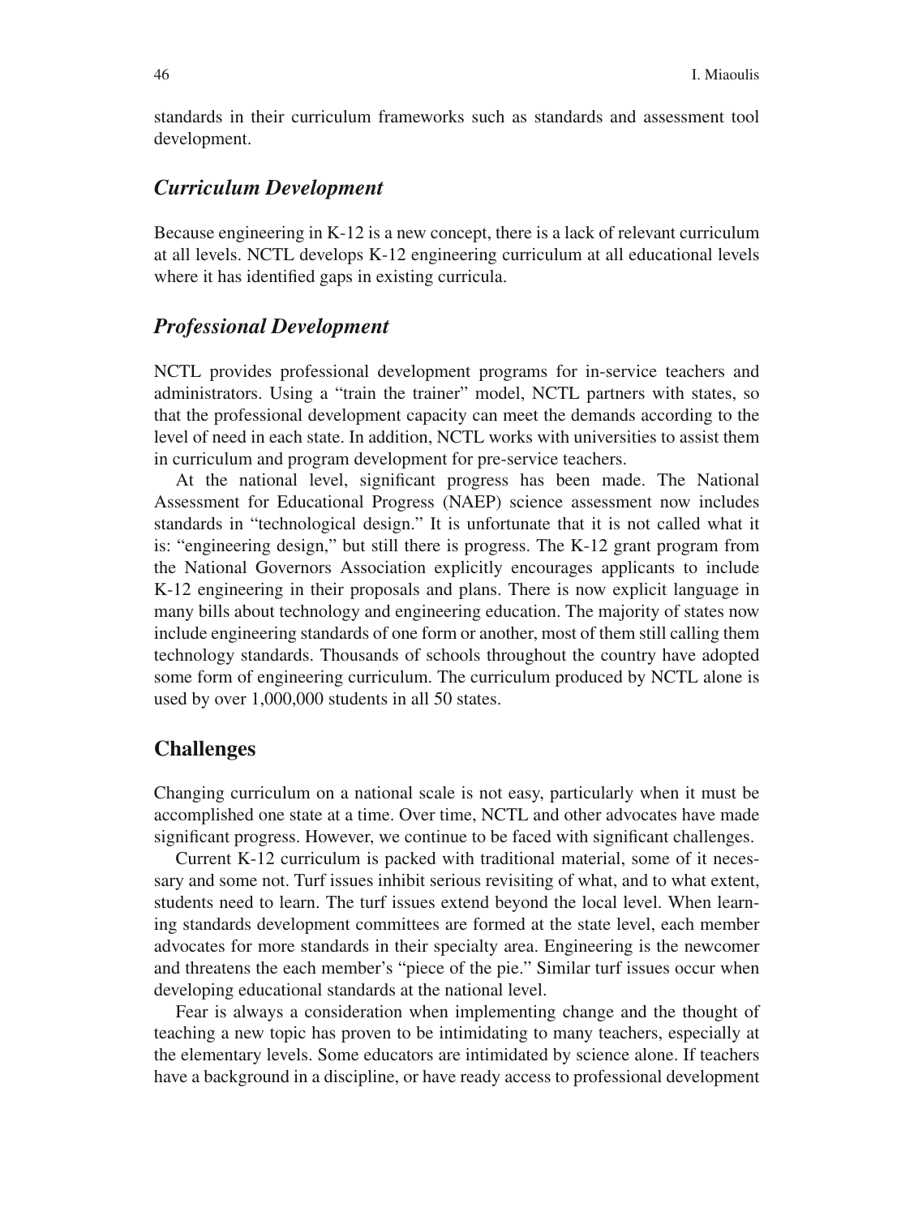standards in their curriculum frameworks such as standards and assessment tool development.

### *Curriculum Development*

Because engineering in K-12 is a new concept, there is a lack of relevant curriculum at all levels. NCTL develops K-12 engineering curriculum at all educational levels where it has identified gaps in existing curricula.

### *Professional Development*

NCTL provides professional development programs for in-service teachers and administrators. Using a "train the trainer" model, NCTL partners with states, so that the professional development capacity can meet the demands according to the level of need in each state. In addition, NCTL works with universities to assist them in curriculum and program development for pre-service teachers.

At the national level, significant progress has been made. The National Assessment for Educational Progress (NAEP) science assessment now includes standards in "technological design." It is unfortunate that it is not called what it is: "engineering design," but still there is progress. The K-12 grant program from the National Governors Association explicitly encourages applicants to include K-12 engineering in their proposals and plans. There is now explicit language in many bills about technology and engineering education. The majority of states now include engineering standards of one form or another, most of them still calling them technology standards. Thousands of schools throughout the country have adopted some form of engineering curriculum. The curriculum produced by NCTL alone is used by over 1,000,000 students in all 50 states.

## Challenges

Changing curriculum on a national scale is not easy, particularly when it must be accomplished one state at a time. Over time, NCTL and other advocates have made significant progress. However, we continue to be faced with significant challenges.

Current K-12 curriculum is packed with traditional material, some of it necessary and some not. Turf issues inhibit serious revisiting of what, and to what extent, students need to learn. The turf issues extend beyond the local level. When learning standards development committees are formed at the state level, each member advocates for more standards in their specialty area. Engineering is the newcomer and threatens the each member's "piece of the pie." Similar turf issues occur when developing educational standards at the national level.

Fear is always a consideration when implementing change and the thought of teaching a new topic has proven to be intimidating to many teachers, especially at the elementary levels. Some educators are intimidated by science alone. If teachers have a background in a discipline, or have ready access to professional development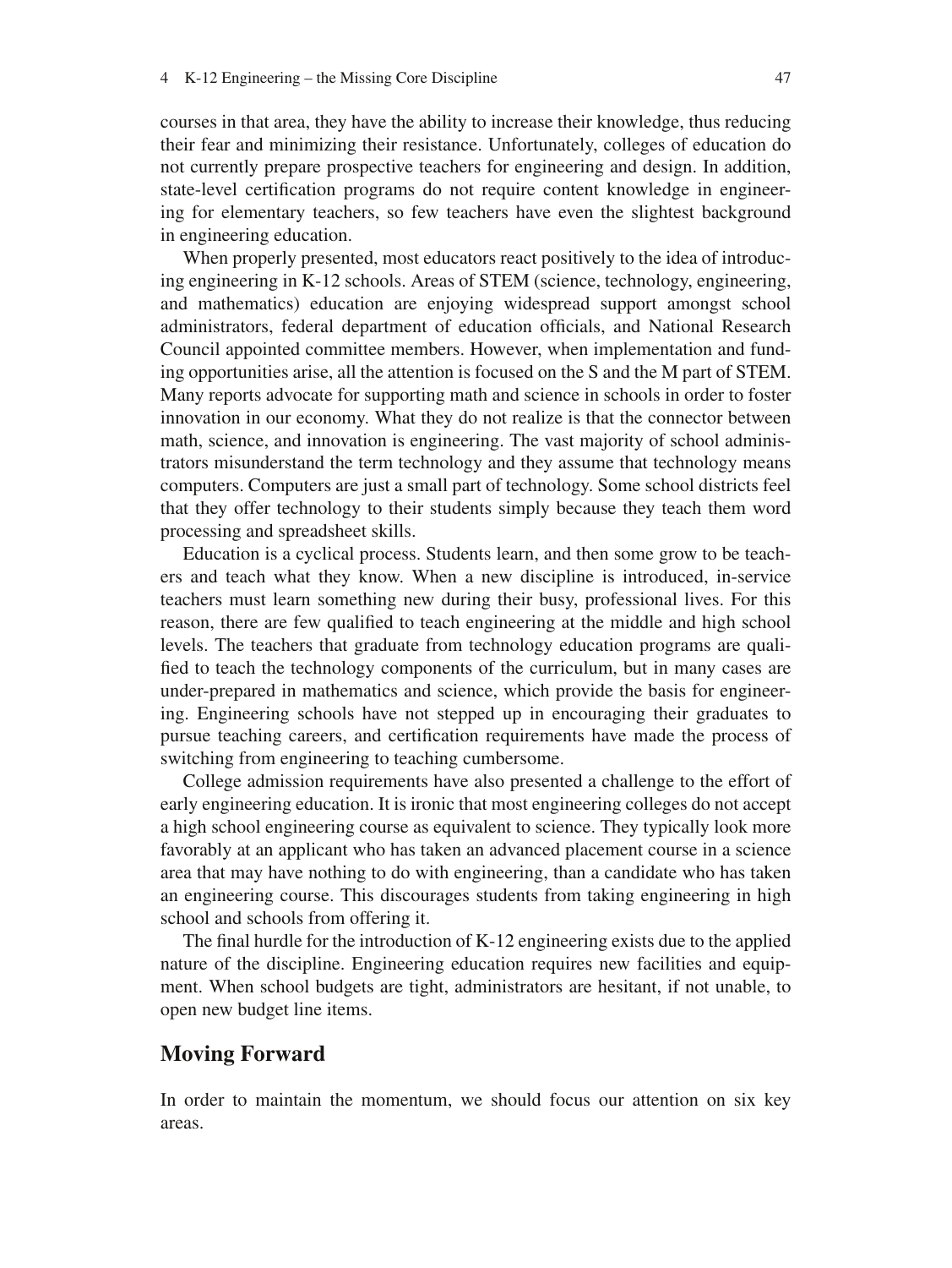courses in that area, they have the ability to increase their knowledge, thus reducing their fear and minimizing their resistance. Unfortunately, colleges of education do not currently prepare prospective teachers for engineering and design. In addition, state-level certification programs do not require content knowledge in engineering for elementary teachers, so few teachers have even the slightest background in engineering education.

When properly presented, most educators react positively to the idea of introducing engineering in K-12 schools. Areas of STEM (science, technology, engineering, and mathematics) education are enjoying widespread support amongst school administrators, federal department of education officials, and National Research Council appointed committee members. However, when implementation and funding opportunities arise, all the attention is focused on the S and the M part of STEM. Many reports advocate for supporting math and science in schools in order to foster innovation in our economy. What they do not realize is that the connector between math, science, and innovation is engineering. The vast majority of school administrators misunderstand the term technology and they assume that technology means computers. Computers are just a small part of technology. Some school districts feel that they offer technology to their students simply because they teach them word processing and spreadsheet skills.

Education is a cyclical process. Students learn, and then some grow to be teachers and teach what they know. When a new discipline is introduced, in-service teachers must learn something new during their busy, professional lives. For this reason, there are few qualified to teach engineering at the middle and high school levels. The teachers that graduate from technology education programs are qualified to teach the technology components of the curriculum, but in many cases are under-prepared in mathematics and science, which provide the basis for engineering. Engineering schools have not stepped up in encouraging their graduates to pursue teaching careers, and certification requirements have made the process of switching from engineering to teaching cumbersome.

College admission requirements have also presented a challenge to the effort of early engineering education. It is ironic that most engineering colleges do not accept a high school engineering course as equivalent to science. They typically look more favorably at an applicant who has taken an advanced placement course in a science area that may have nothing to do with engineering, than a candidate who has taken an engineering course. This discourages students from taking engineering in high school and schools from offering it.

The final hurdle for the introduction of K-12 engineering exists due to the applied nature of the discipline. Engineering education requires new facilities and equipment. When school budgets are tight, administrators are hesitant, if not unable, to open new budget line items.

## Moving Forward

In order to maintain the momentum, we should focus our attention on six key areas.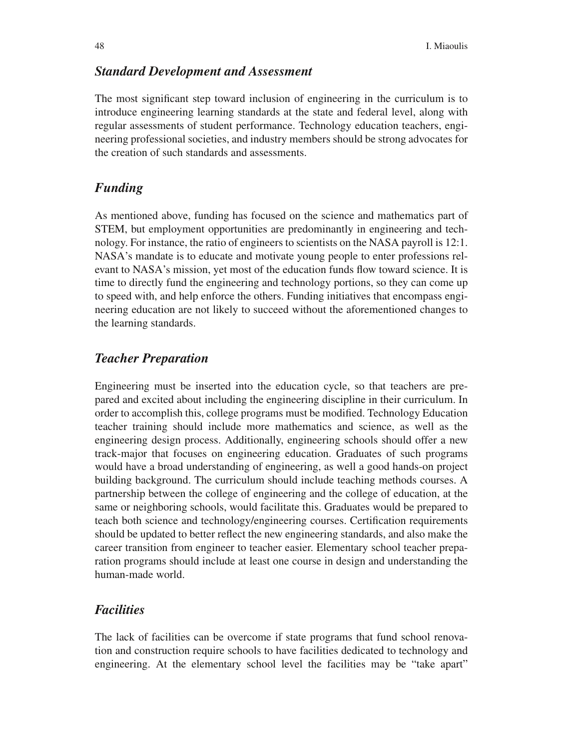### *Standard Development and Assessment*

The most significant step toward inclusion of engineering in the curriculum is to introduce engineering learning standards at the state and federal level, along with regular assessments of student performance. Technology education teachers, engineering professional societies, and industry members should be strong advocates for the creation of such standards and assessments.

### *Funding*

As mentioned above, funding has focused on the science and mathematics part of STEM, but employment opportunities are predominantly in engineering and technology. For instance, the ratio of engineers to scientists on the NASA payroll is 12:1. NASA's mandate is to educate and motivate young people to enter professions relevant to NASA's mission, yet most of the education funds flow toward science. It is time to directly fund the engineering and technology portions, so they can come up to speed with, and help enforce the others. Funding initiatives that encompass engineering education are not likely to succeed without the aforementioned changes to the learning standards.

### *Teacher Preparation*

Engineering must be inserted into the education cycle, so that teachers are prepared and excited about including the engineering discipline in their curriculum. In order to accomplish this, college programs must be modified. Technology Education teacher training should include more mathematics and science, as well as the engineering design process. Additionally, engineering schools should offer a new track-major that focuses on engineering education. Graduates of such programs would have a broad understanding of engineering, as well a good hands-on project building background. The curriculum should include teaching methods courses. A partnership between the college of engineering and the college of education, at the same or neighboring schools, would facilitate this. Graduates would be prepared to teach both science and technology/engineering courses. Certification requirements should be updated to better reflect the new engineering standards, and also make the career transition from engineer to teacher easier. Elementary school teacher preparation programs should include at least one course in design and understanding the human-made world.

### *Facilities*

The lack of facilities can be overcome if state programs that fund school renovation and construction require schools to have facilities dedicated to technology and engineering. At the elementary school level the facilities may be "take apart"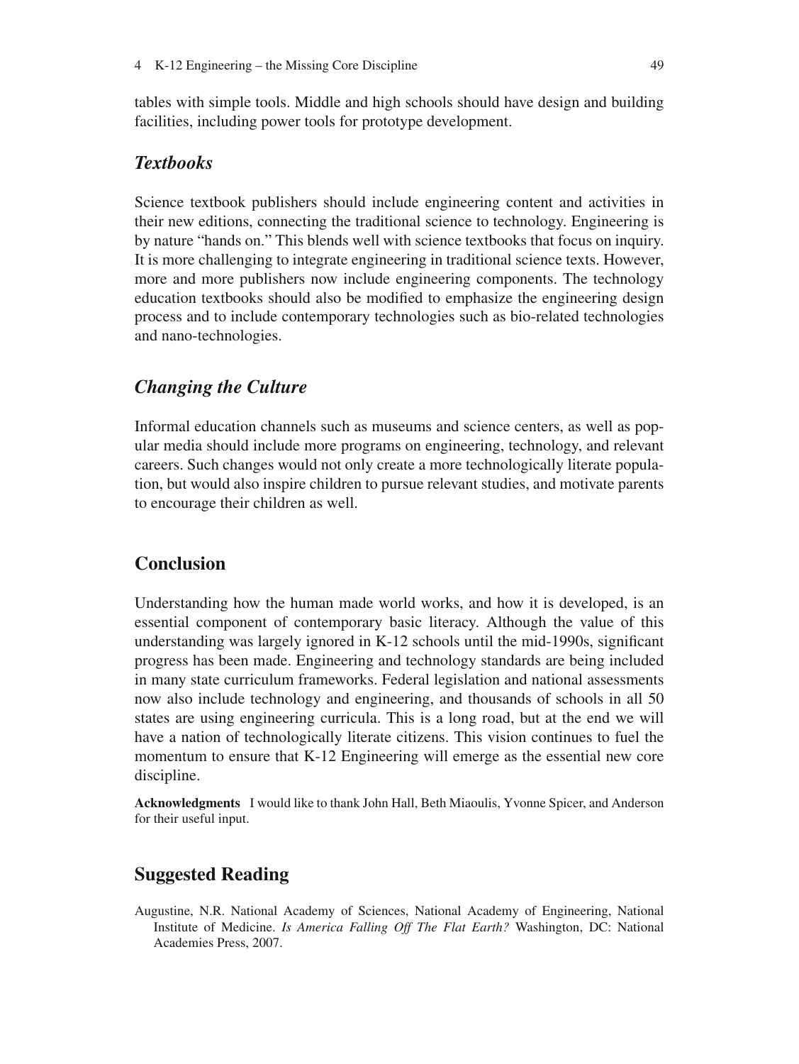tables with simple tools. Middle and high schools should have design and building facilities, including power tools for prototype development.

### *Textbooks*

Science textbook publishers should include engineering content and activities in their new editions, connecting the traditional science to technology. Engineering is by nature "hands on." This blends well with science textbooks that focus on inquiry. It is more challenging to integrate engineering in traditional science texts. However, more and more publishers now include engineering components. The technology education textbooks should also be modified to emphasize the engineering design process and to include contemporary technologies such as bio-related technologies and nano-technologies.

### *Changing the Culture*

Informal education channels such as museums and science centers, as well as popular media should include more programs on engineering, technology, and relevant careers. Such changes would not only create a more technologically literate population, but would also inspire children to pursue relevant studies, and motivate parents to encourage their children as well.

## Conclusion

Understanding how the human made world works, and how it is developed, is an essential component of contemporary basic literacy. Although the value of this understanding was largely ignored in K-12 schools until the mid-1990s, significant progress has been made. Engineering and technology standards are being included in many state curriculum frameworks. Federal legislation and national assessments now also include technology and engineering, and thousands of schools in all 50 states are using engineering curricula. This is a long road, but at the end we will have a nation of technologically literate citizens. This vision continues to fuel the momentum to ensure that K-12 Engineering will emerge as the essential new core discipline.

**Acknowledgments** I would like to thank John Hall, Beth Miaoulis, Yvonne Spicer, and Anderson for their useful input.

## Suggested Reading

Augustine, N.R. National Academy of Sciences, National Academy of Engineering, National Institute of Medicine. *Is America Falling Off The Flat Earth?* Washington, DC: National Academies Press, 2007.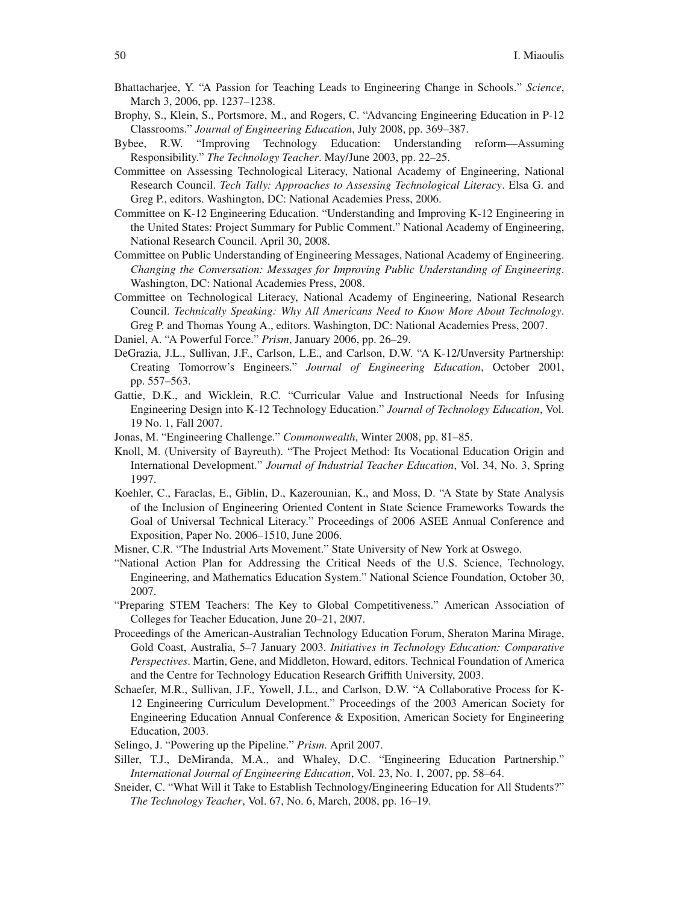Bhattacharjee, Y. "A Passion for Teaching Leads to Engineering Change in Schools." *Science*, March 3, 2006, pp. 1237–1238.

Brophy, S., Klein, S., Portsmore, M., and Rogers, C. "Advancing Engineering Education in P-12 Classrooms." *Journal of Engineering Education*, July 2008, pp. 369–387.

Bybee, R.W. "Improving Technology Education: Understanding reform—Assuming Responsibility." *The Technology Teacher*. May/June 2003, pp. 22–25.

Committee on Assessing Technological Literacy, National Academy of Engineering, National Research Council. *Tech Tally: Approaches to Assessing Technological Literacy*. Elsa G. and Greg P., editors. Washington, DC: National Academies Press, 2006.

Committee on K-12 Engineering Education. "Understanding and Improving K-12 Engineering in the United States: Project Summary for Public Comment." National Academy of Engineering, National Research Council. April 30, 2008.

Committee on Public Understanding of Engineering Messages, National Academy of Engineering. *Changing the Conversation: Messages for Improving Public Understanding of Engineering*. Washington, DC: National Academies Press, 2008.

Committee on Technological Literacy, National Academy of Engineering, National Research Council. *Technically Speaking: Why All Americans Need to Know More About Technology*. Greg P. and Thomas Young A., editors. Washington, DC: National Academies Press, 2007.

Daniel, A. "A Powerful Force." *Prism*, January 2006, pp. 26–29.

DeGrazia, J.L., Sullivan, J.F., Carlson, L.E., and Carlson, D.W. "A K-12/Unversity Partnership: Creating Tomorrow's Engineers." *Journal of Engineering Education*, October 2001, pp. 557–563.

Gattie, D.K., and Wicklein, R.C. "Curricular Value and Instructional Needs for Infusing Engineering Design into K-12 Technology Education." *Journal of Technology Education*, Vol. 19 No. 1, Fall 2007.

Jonas, M. "Engineering Challenge." *Commonwealth*, Winter 2008, pp. 81–85.

Knoll, M. (University of Bayreuth). "The Project Method: Its Vocational Education Origin and International Development." *Journal of Industrial Teacher Education*, Vol. 34, No. 3, Spring 1997.

Koehler, C., Faraclas, E., Giblin, D., Kazerounian, K., and Moss, D. "A State by State Analysis of the Inclusion of Engineering Oriented Content in State Science Frameworks Towards the Goal of Universal Technical Literacy." Proceedings of 2006 ASEE Annual Conference and Exposition, Paper No. 2006–1510, June 2006.

Misner, C.R. "The Industrial Arts Movement." State University of New York at Oswego.

"National Action Plan for Addressing the Critical Needs of the U.S. Science, Technology, Engineering, and Mathematics Education System." National Science Foundation, October 30, 2007.

"Preparing STEM Teachers: The Key to Global Competitiveness." American Association of Colleges for Teacher Education, June 20–21, 2007.

Proceedings of the American-Australian Technology Education Forum, Sheraton Marina Mirage, Gold Coast, Australia, 5–7 January 2003. *Initiatives in Technology Education: Comparative Perspectives*. Martin, Gene, and Middleton, Howard, editors. Technical Foundation of America and the Centre for Technology Education Research Griffith University, 2003.

Schaefer, M.R., Sullivan, J.F., Yowell, J.L., and Carlson, D.W. "A Collaborative Process for K-12 Engineering Curriculum Development." Proceedings of the 2003 American Society for Engineering Education Annual Conference & Exposition, American Society for Engineering Education, 2003.

Selingo, J. "Powering up the Pipeline." *Prism*. April 2007.

Siller, T.J., DeMiranda, M.A., and Whaley, D.C. "Engineering Education Partnership." *International Journal of Engineering Education*, Vol. 23, No. 1, 2007, pp. 58–64.

Sneider, C. "What Will it Take to Establish Technology/Engineering Education for All Students?" *The Technology Teacher*, Vol. 67, No. 6, March, 2008, pp. 16–19.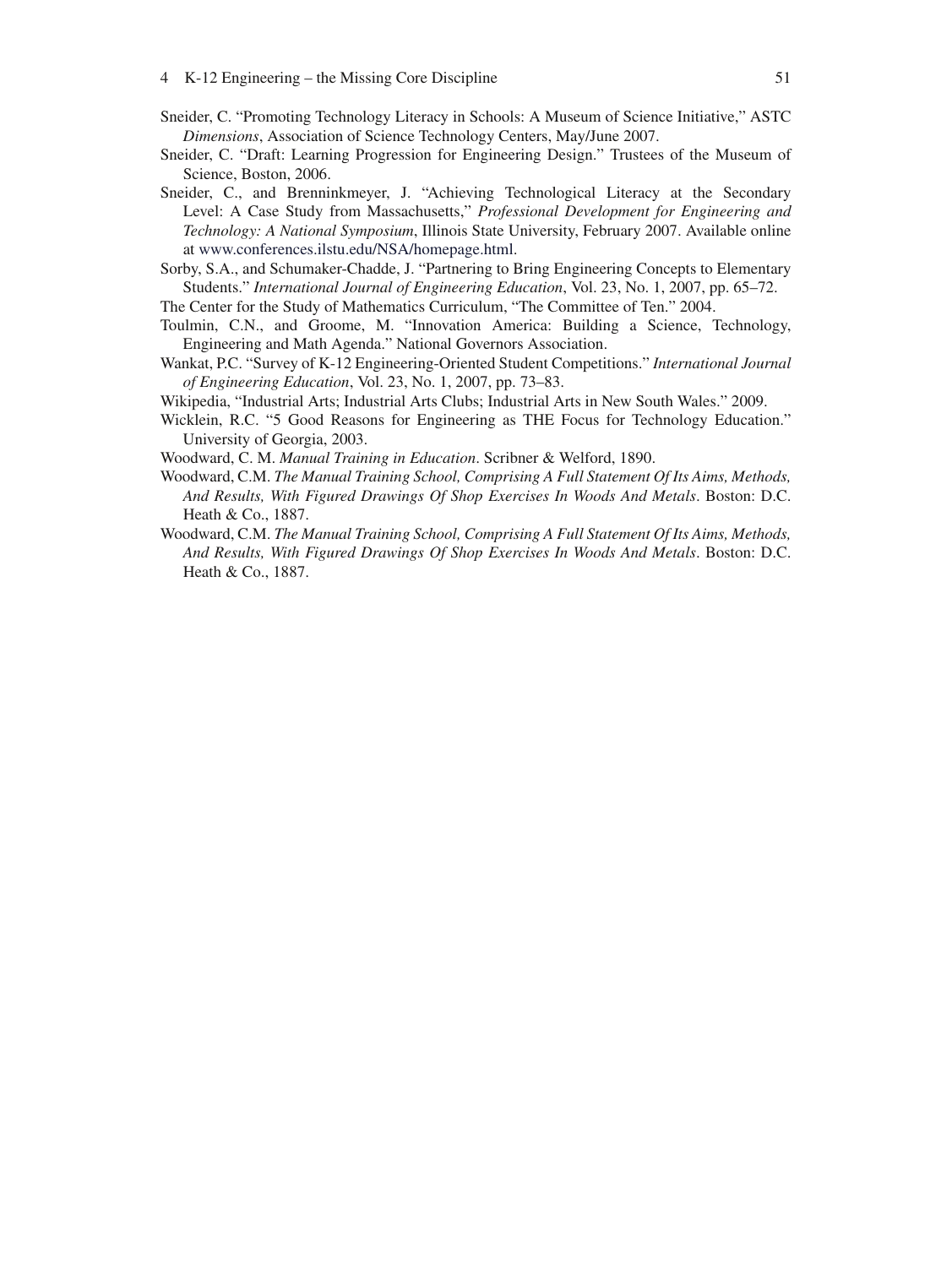Sneider, C. "Promoting Technology Literacy in Schools: A Museum of Science Initiative," ASTC *Dimensions*, Association of Science Technology Centers, May/June 2007.

Sneider, C. "Draft: Learning Progression for Engineering Design." Trustees of the Museum of Science, Boston, 2006.

Sneider, C., and Brenninkmeyer, J. "Achieving Technological Literacy at the Secondary Level: A Case Study from Massachusetts," *Professional Development for Engineering and Technology: A National Symposium*, Illinois State University, February 2007. Available online at www.conferences.ilstu.edu/NSA/homepage.html.

Sorby, S.A., and Schumaker-Chadde, J. "Partnering to Bring Engineering Concepts to Elementary Students." *International Journal of Engineering Education*, Vol. 23, No. 1, 2007, pp. 65–72.

The Center for the Study of Mathematics Curriculum, "The Committee of Ten." 2004.

Toulmin, C.N., and Groome, M. "Innovation America: Building a Science, Technology, Engineering and Math Agenda." National Governors Association.

Wankat, P.C. "Survey of K-12 Engineering-Oriented Student Competitions." *International Journal of Engineering Education*, Vol. 23, No. 1, 2007, pp. 73–83.

Wikipedia, "Industrial Arts; Industrial Arts Clubs; Industrial Arts in New South Wales." 2009.

Wicklein, R.C. "5 Good Reasons for Engineering as THE Focus for Technology Education." University of Georgia, 2003.

Woodward, C. M. *Manual Training in Education*. Scribner & Welford, 1890.

Woodward, C.M. *The Manual Training School, Comprising A Full Statement Of Its Aims, Methods, And Results, With Figured Drawings Of Shop Exercises In Woods And Metals*. Boston: D.C. Heath & Co., 1887.

Woodward, C.M. *The Manual Training School, Comprising A Full Statement Of Its Aims, Methods, And Results, With Figured Drawings Of Shop Exercises In Woods And Metals*. Boston: D.C. Heath & Co., 1887.